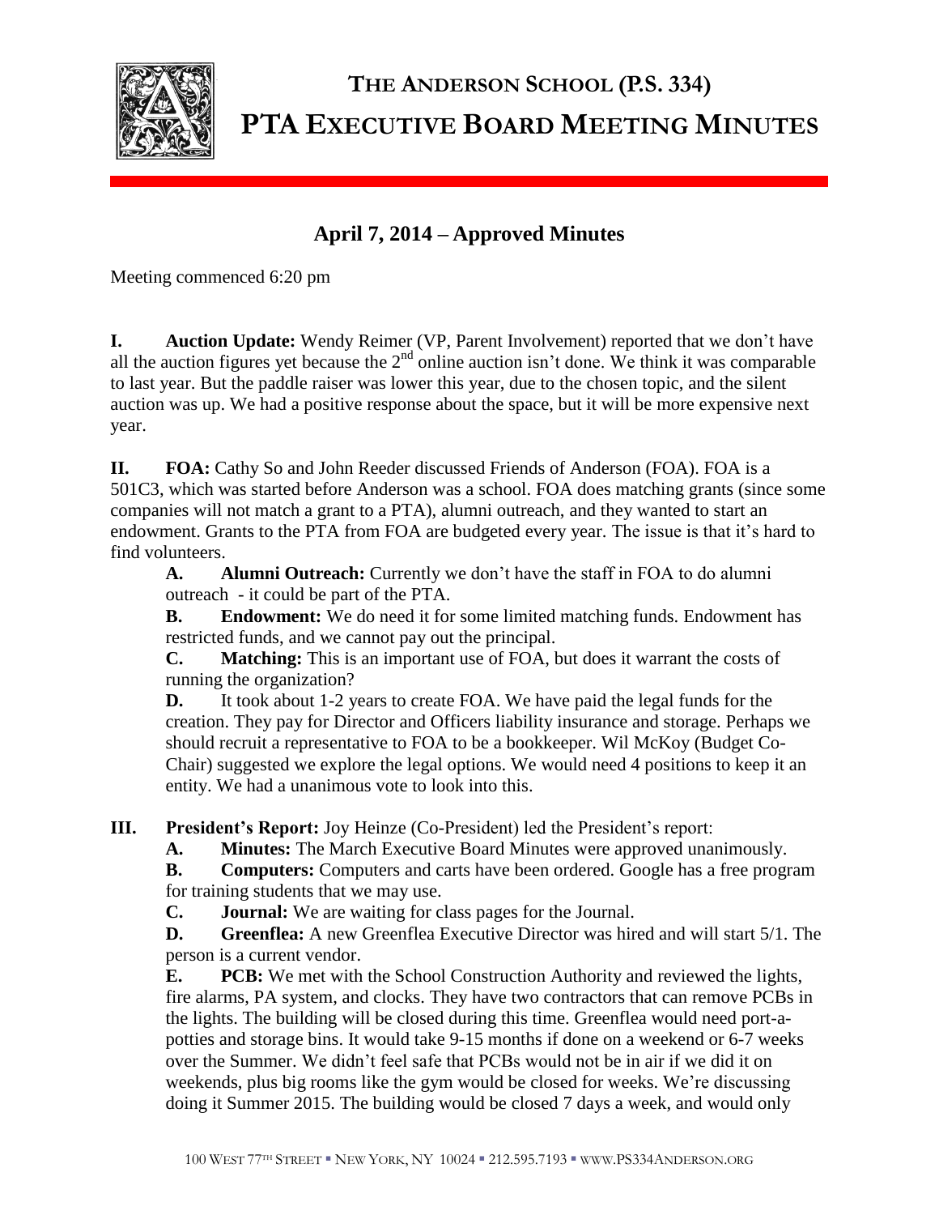# THE ANDERSON SCHOOL (P.S. 334)
# PTA EXECUTIVE BOARD MEETING MINUTES

## April 7, 2014 – Approved Minutes

Meeting commenced 6:20 pm

**I. Auction Update:** Wendy Reimer (VP, Parent Involvement) reported that we don't have all the auction figures yet because the 2nd online auction isn't done. We think it was comparable to last year. But the paddle raiser was lower this year, due to the chosen topic, and the silent auction was up. We had a positive response about the space, but it will be more expensive next year.

**II. FOA:** Cathy So and John Reeder discussed Friends of Anderson (FOA). FOA is a 501C3, which was started before Anderson was a school. FOA does matching grants (since some companies will not match a grant to a PTA), alumni outreach, and they wanted to start an endowment. Grants to the PTA from FOA are budgeted every year. The issue is that it's hard to find volunteers.

- **A. Alumni Outreach:** Currently we don't have the staff in FOA to do alumni outreach - it could be part of the PTA.
- **B. Endowment:** We do need it for some limited matching funds. Endowment has restricted funds, and we cannot pay out the principal.
- **C. Matching:** This is an important use of FOA, but does it warrant the costs of running the organization?
- **D.** It took about 1-2 years to create FOA. We have paid the legal funds for the creation. They pay for Director and Officers liability insurance and storage. Perhaps we should recruit a representative to FOA to be a bookkeeper. Wil McKoy (Budget Co-Chair) suggested we explore the legal options. We would need 4 positions to keep it an entity. We had a unanimous vote to look into this.

**III. President's Report:** Joy Heinze (Co-President) led the President's report:

- **A. Minutes:** The March Executive Board Minutes were approved unanimously.
- **B. Computers:** Computers and carts have been ordered. Google has a free program for training students that we may use.
- **C. Journal:** We are waiting for class pages for the Journal.
- **D. Greenflea:** A new Greenflea Executive Director was hired and will start 5/1. The person is a current vendor.
- **E. PCB:** We met with the School Construction Authority and reviewed the lights, fire alarms, PA system, and clocks. They have two contractors that can remove PCBs in the lights. The building will be closed during this time. Greenflea would need port-a-potties and storage bins. It would take 9-15 months if done on a weekend or 6-7 weeks over the Summer. We didn't feel safe that PCBs would not be in air if we did it on weekends, plus big rooms like the gym would be closed for weeks. We're discussing doing it Summer 2015. The building would be closed 7 days a week, and would only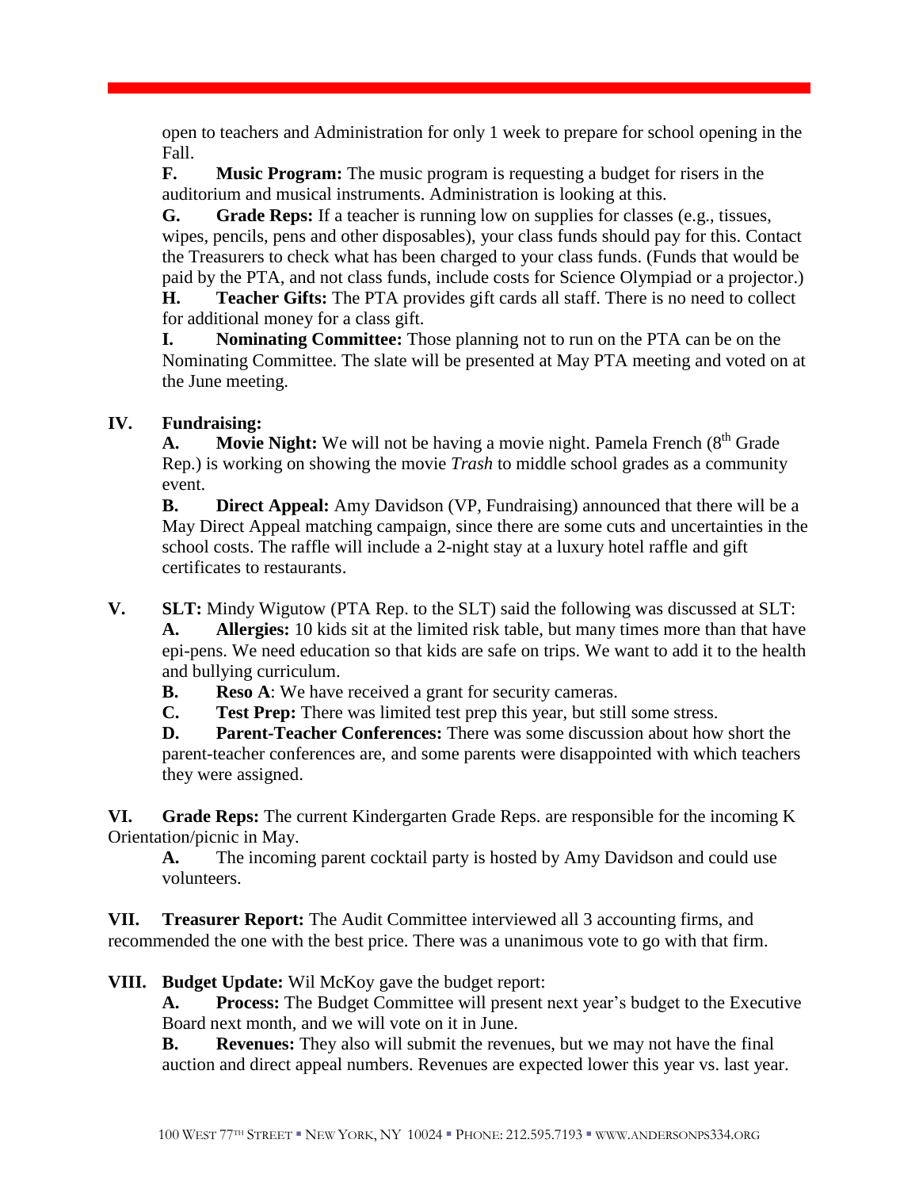open to teachers and Administration for only 1 week to prepare for school opening in the Fall.

**F. Music Program:** The music program is requesting a budget for risers in the auditorium and musical instruments. Administration is looking at this.

**G. Grade Reps:** If a teacher is running low on supplies for classes (e.g., tissues, wipes, pencils, pens and other disposables), your class funds should pay for this. Contact the Treasurers to check what has been charged to your class funds. (Funds that would be paid by the PTA, and not class funds, include costs for Science Olympiad or a projector.)

**H. Teacher Gifts:** The PTA provides gift cards all staff. There is no need to collect for additional money for a class gift.

**I. Nominating Committee:** Those planning not to run on the PTA can be on the Nominating Committee. The slate will be presented at May PTA meeting and voted on at the June meeting.

**IV. Fundraising:**

**A. Movie Night:** We will not be having a movie night. Pamela French (8th Grade Rep.) is working on showing the movie *Trash* to middle school grades as a community event.

**B. Direct Appeal:** Amy Davidson (VP, Fundraising) announced that there will be a May Direct Appeal matching campaign, since there are some cuts and uncertainties in the school costs. The raffle will include a 2-night stay at a luxury hotel raffle and gift certificates to restaurants.

**V. SLT:** Mindy Wigutow (PTA Rep. to the SLT) said the following was discussed at SLT:

**A. Allergies:** 10 kids sit at the limited risk table, but many times more than that have epi-pens. We need education so that kids are safe on trips. We want to add it to the health and bullying curriculum.

**B. Reso A**: We have received a grant for security cameras.

**C. Test Prep:** There was limited test prep this year, but still some stress.

**D. Parent-Teacher Conferences:** There was some discussion about how short the parent-teacher conferences are, and some parents were disappointed with which teachers they were assigned.

**VI. Grade Reps:** The current Kindergarten Grade Reps. are responsible for the incoming K Orientation/picnic in May.

**A.** The incoming parent cocktail party is hosted by Amy Davidson and could use volunteers.

**VII. Treasurer Report:** The Audit Committee interviewed all 3 accounting firms, and recommended the one with the best price. There was a unanimous vote to go with that firm.

**VIII. Budget Update:** Wil McKoy gave the budget report:

**A. Process:** The Budget Committee will present next year's budget to the Executive Board next month, and we will vote on it in June.

**B. Revenues:** They also will submit the revenues, but we may not have the final auction and direct appeal numbers. Revenues are expected lower this year vs. last year.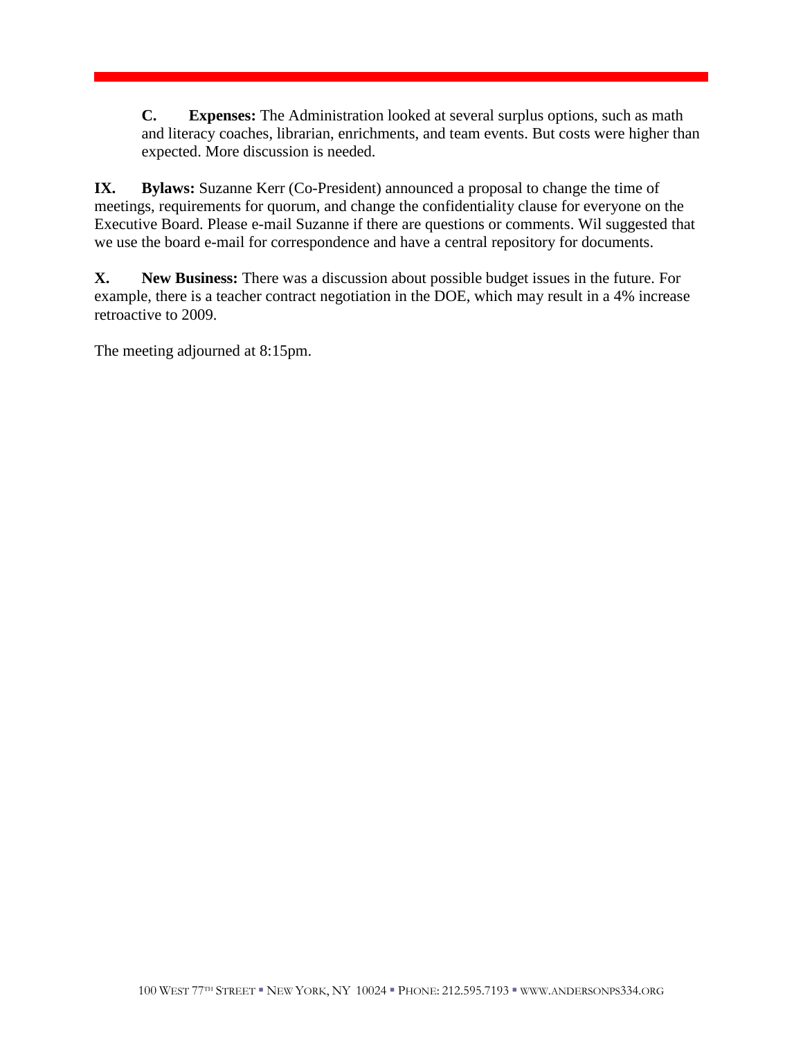**C. Expenses:** The Administration looked at several surplus options, such as math and literacy coaches, librarian, enrichments, and team events. But costs were higher than expected. More discussion is needed.

**IX. Bylaws:** Suzanne Kerr (Co-President) announced a proposal to change the time of meetings, requirements for quorum, and change the confidentiality clause for everyone on the Executive Board. Please e-mail Suzanne if there are questions or comments. Wil suggested that we use the board e-mail for correspondence and have a central repository for documents.

**X. New Business:** There was a discussion about possible budget issues in the future. For example, there is a teacher contract negotiation in the DOE, which may result in a 4% increase retroactive to 2009.

The meeting adjourned at 8:15pm.